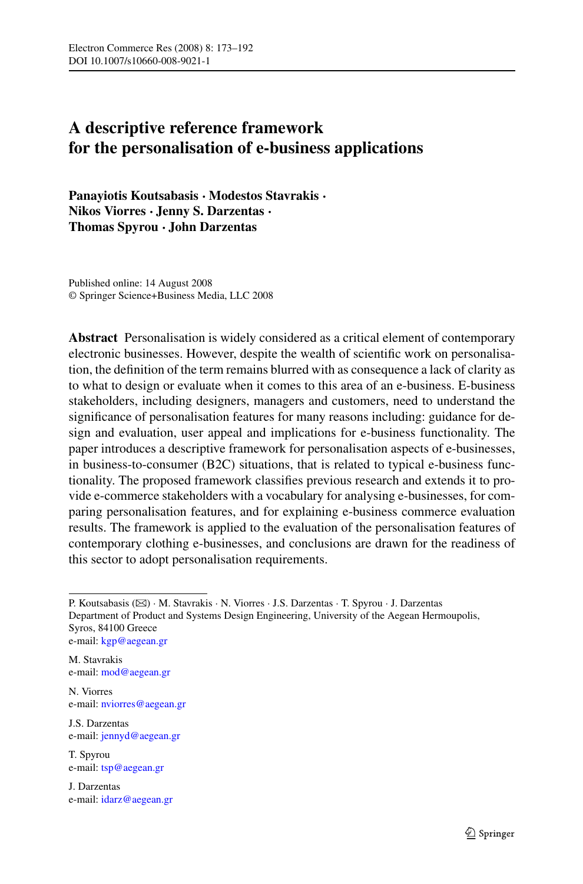# A descriptive reference framework for the personalisation of e-business applications

**Panayiotis Koutsabasis · Modestos Stavrakis · Nikos Viorres · Jenny S. Darzentas · Thomas Spyrou · John Darzentas**

Published online: 14 August 2008
© Springer Science+Business Media, LLC 2008

**Abstract** Personalisation is widely considered as a critical element of contemporary electronic businesses. However, despite the wealth of scientific work on personalisation, the definition of the term remains blurred with as consequence a lack of clarity as to what to design or evaluate when it comes to this area of an e-business. E-business stakeholders, including designers, managers and customers, need to understand the significance of personalisation features for many reasons including: guidance for design and evaluation, user appeal and implications for e-business functionality. The paper introduces a descriptive framework for personalisation aspects of e-businesses, in business-to-consumer (B2C) situations, that is related to typical e-business functionality. The proposed framework classifies previous research and extends it to provide e-commerce stakeholders with a vocabulary for analysing e-businesses, for comparing personalisation features, and for explaining e-business commerce evaluation results. The framework is applied to the evaluation of the personalisation features of contemporary clothing e-businesses, and conclusions are drawn for the readiness of this sector to adopt personalisation requirements.

---

P. Koutsabasis (✉) · M. Stavrakis · N. Viorres · J.S. Darzentas · T. Spyrou · J. Darzentas
Department of Product and Systems Design Engineering, University of the Aegean Hermoupolis, Syros, 84100 Greece
e-mail: kgp@aegean.gr

M. Stavrakis
e-mail: mod@aegean.gr

N. Viorres
e-mail: nviorres@aegean.gr

J.S. Darzentas
e-mail: jennyd@aegean.gr

T. Spyrou
e-mail: tsp@aegean.gr

J. Darzentas
e-mail: idarz@aegean.gr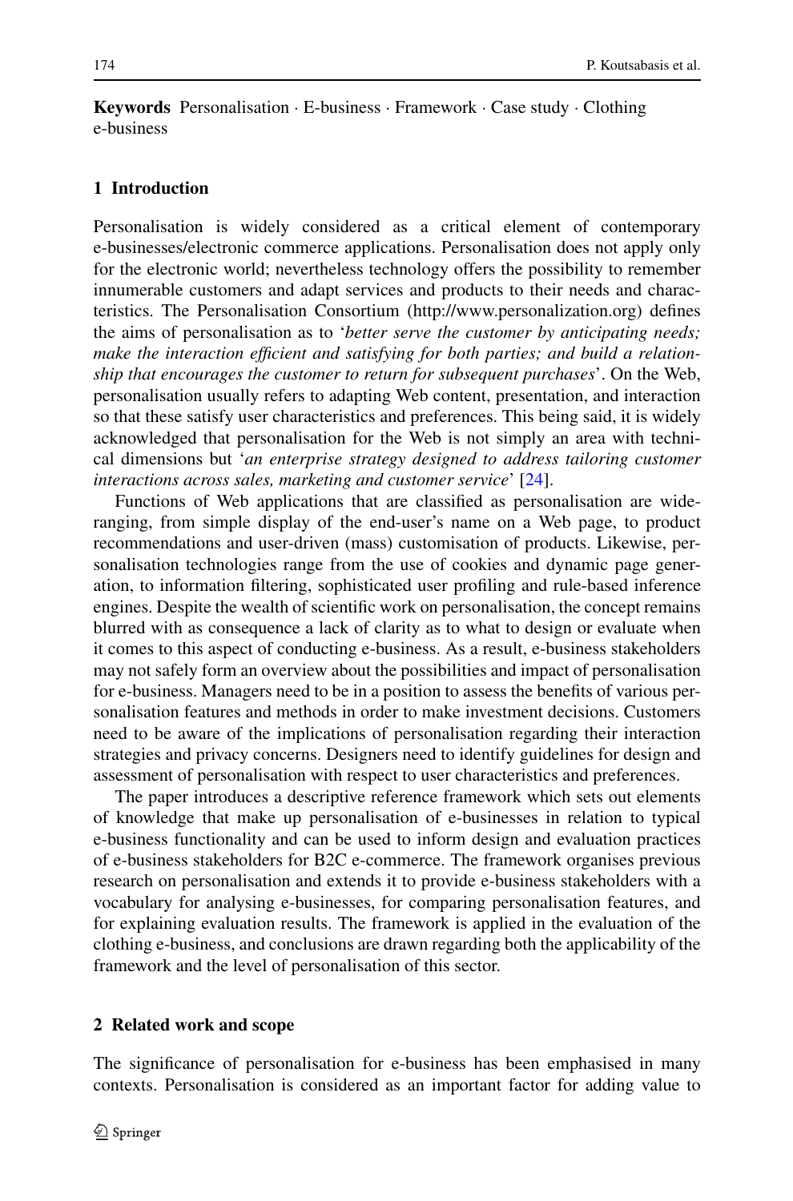**Keywords** Personalisation · E-business · Framework · Case study · Clothing e-business

## 1 Introduction

Personalisation is widely considered as a critical element of contemporary e-businesses/electronic commerce applications. Personalisation does not apply only for the electronic world; nevertheless technology offers the possibility to remember innumerable customers and adapt services and products to their needs and characteristics. The Personalisation Consortium (http://www.personalization.org) defines the aims of personalisation as to '*better serve the customer by anticipating needs; make the interaction efficient and satisfying for both parties; and build a relationship that encourages the customer to return for subsequent purchases*'. On the Web, personalisation usually refers to adapting Web content, presentation, and interaction so that these satisfy user characteristics and preferences. This being said, it is widely acknowledged that personalisation for the Web is not simply an area with technical dimensions but '*an enterprise strategy designed to address tailoring customer interactions across sales, marketing and customer service*' [24].

Functions of Web applications that are classified as personalisation are wide-ranging, from simple display of the end-user's name on a Web page, to product recommendations and user-driven (mass) customisation of products. Likewise, personalisation technologies range from the use of cookies and dynamic page generation, to information filtering, sophisticated user profiling and rule-based inference engines. Despite the wealth of scientific work on personalisation, the concept remains blurred with as consequence a lack of clarity as to what to design or evaluate when it comes to this aspect of conducting e-business. As a result, e-business stakeholders may not safely form an overview about the possibilities and impact of personalisation for e-business. Managers need to be in a position to assess the benefits of various personalisation features and methods in order to make investment decisions. Customers need to be aware of the implications of personalisation regarding their interaction strategies and privacy concerns. Designers need to identify guidelines for design and assessment of personalisation with respect to user characteristics and preferences.

The paper introduces a descriptive reference framework which sets out elements of knowledge that make up personalisation of e-businesses in relation to typical e-business functionality and can be used to inform design and evaluation practices of e-business stakeholders for B2C e-commerce. The framework organises previous research on personalisation and extends it to provide e-business stakeholders with a vocabulary for analysing e-businesses, for comparing personalisation features, and for explaining evaluation results. The framework is applied in the evaluation of the clothing e-business, and conclusions are drawn regarding both the applicability of the framework and the level of personalisation of this sector.

## 2 Related work and scope

The significance of personalisation for e-business has been emphasised in many contexts. Personalisation is considered as an important factor for adding value to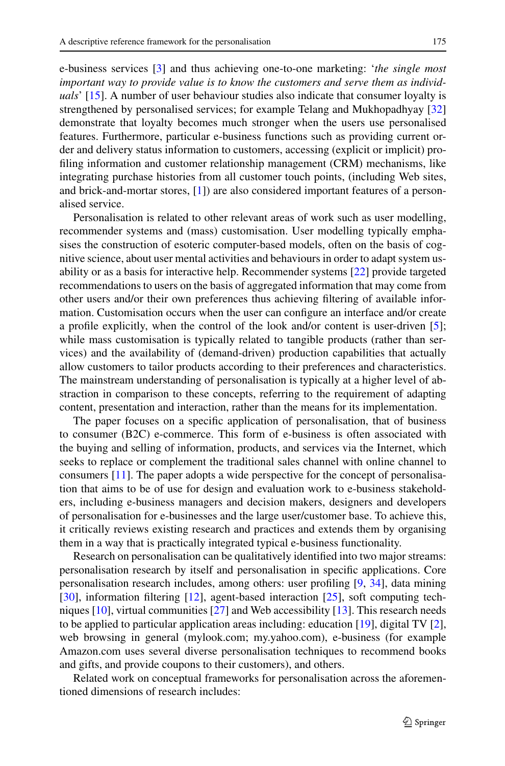e-business services [3] and thus achieving one-to-one marketing: '*the single most important way to provide value is to know the customers and serve them as individuals*' [15]. A number of user behaviour studies also indicate that consumer loyalty is strengthened by personalised services; for example Telang and Mukhopadhyay [32] demonstrate that loyalty becomes much stronger when the users use personalised features. Furthermore, particular e-business functions such as providing current order and delivery status information to customers, accessing (explicit or implicit) profiling information and customer relationship management (CRM) mechanisms, like integrating purchase histories from all customer touch points, (including Web sites, and brick-and-mortar stores, [1]) are also considered important features of a personalised service.

Personalisation is related to other relevant areas of work such as user modelling, recommender systems and (mass) customisation. User modelling typically emphasises the construction of esoteric computer-based models, often on the basis of cognitive science, about user mental activities and behaviours in order to adapt system usability or as a basis for interactive help. Recommender systems [22] provide targeted recommendations to users on the basis of aggregated information that may come from other users and/or their own preferences thus achieving filtering of available information. Customisation occurs when the user can configure an interface and/or create a profile explicitly, when the control of the look and/or content is user-driven [5]; while mass customisation is typically related to tangible products (rather than services) and the availability of (demand-driven) production capabilities that actually allow customers to tailor products according to their preferences and characteristics. The mainstream understanding of personalisation is typically at a higher level of abstraction in comparison to these concepts, referring to the requirement of adapting content, presentation and interaction, rather than the means for its implementation.

The paper focuses on a specific application of personalisation, that of business to consumer (B2C) e-commerce. This form of e-business is often associated with the buying and selling of information, products, and services via the Internet, which seeks to replace or complement the traditional sales channel with online channel to consumers [11]. The paper adopts a wide perspective for the concept of personalisation that aims to be of use for design and evaluation work to e-business stakeholders, including e-business managers and decision makers, designers and developers of personalisation for e-businesses and the large user/customer base. To achieve this, it critically reviews existing research and practices and extends them by organising them in a way that is practically integrated typical e-business functionality.

Research on personalisation can be qualitatively identified into two major streams: personalisation research by itself and personalisation in specific applications. Core personalisation research includes, among others: user profiling [9, 34], data mining [30], information filtering [12], agent-based interaction [25], soft computing techniques [10], virtual communities [27] and Web accessibility [13]. This research needs to be applied to particular application areas including: education [19], digital TV [2], web browsing in general (mylook.com; my.yahoo.com), e-business (for example Amazon.com uses several diverse personalisation techniques to recommend books and gifts, and provide coupons to their customers), and others.

Related work on conceptual frameworks for personalisation across the aforementioned dimensions of research includes: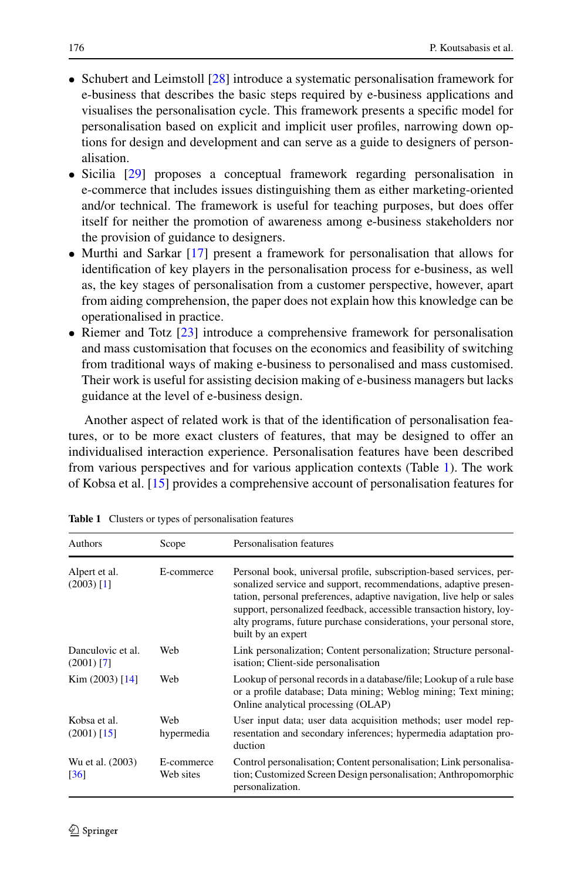- Schubert and Leimstoll [28] introduce a systematic personalisation framework for e-business that describes the basic steps required by e-business applications and visualises the personalisation cycle. This framework presents a specific model for personalisation based on explicit and implicit user profiles, narrowing down options for design and development and can serve as a guide to designers of personalisation.
- Sicilia [29] proposes a conceptual framework regarding personalisation in e-commerce that includes issues distinguishing them as either marketing-oriented and/or technical. The framework is useful for teaching purposes, but does offer itself for neither the promotion of awareness among e-business stakeholders nor the provision of guidance to designers.
- Murthi and Sarkar [17] present a framework for personalisation that allows for identification of key players in the personalisation process for e-business, as well as, the key stages of personalisation from a customer perspective, however, apart from aiding comprehension, the paper does not explain how this knowledge can be operationalised in practice.
- Riemer and Totz [23] introduce a comprehensive framework for personalisation and mass customisation that focuses on the economics and feasibility of switching from traditional ways of making e-business to personalised and mass customised. Their work is useful for assisting decision making of e-business managers but lacks guidance at the level of e-business design.

Another aspect of related work is that of the identification of personalisation features, or to be more exact clusters of features, that may be designed to offer an individualised interaction experience. Personalisation features have been described from various perspectives and for various application contexts (Table 1). The work of Kobsa et al. [15] provides a comprehensive account of personalisation features for

**Table 1** Clusters or types of personalisation features

| Authors | Scope | Personalisation features |
|---|---|---|
| Alpert et al. (2003) [1] | E-commerce | Personal book, universal profile, subscription-based services, personalized service and support, recommendations, adaptive presentation, personal preferences, adaptive navigation, live help or sales support, personalized feedback, accessible transaction history, loyalty programs, future purchase considerations, your personal store, built by an expert |
| Danculovic et al. (2001) [7] | Web | Link personalization; Content personalization; Structure personalisation; Client-side personalisation |
| Kim (2003) [14] | Web | Lookup of personal records in a database/file; Lookup of a rule base or a profile database; Data mining; Weblog mining; Text mining; Online analytical processing (OLAP) |
| Kobsa et al. (2001) [15] | Web hypermedia | User input data; user data acquisition methods; user model representation and secondary inferences; hypermedia adaptation production |
| Wu et al. (2003) [36] | E-commerce Web sites | Control personalisation; Content personalisation; Link personalisation; Customized Screen Design personalisation; Anthropomorphic personalization. |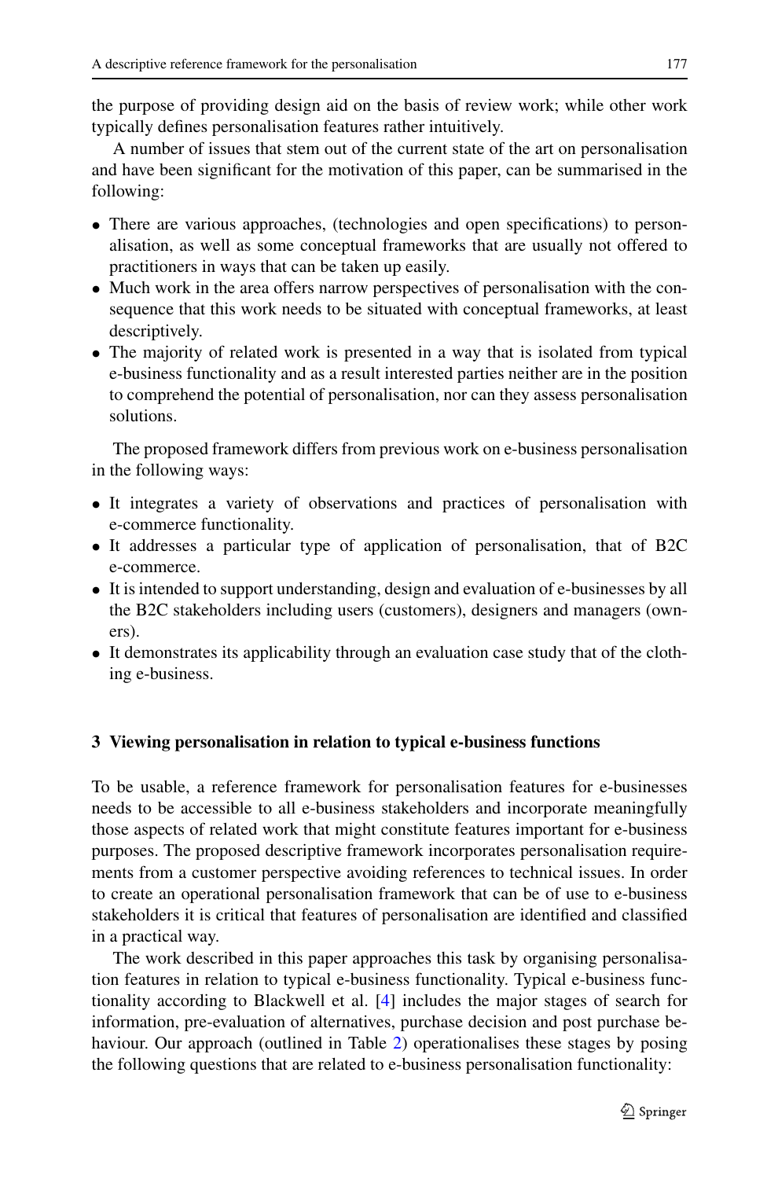the purpose of providing design aid on the basis of review work; while other work typically defines personalisation features rather intuitively.

A number of issues that stem out of the current state of the art on personalisation and have been significant for the motivation of this paper, can be summarised in the following:

- There are various approaches, (technologies and open specifications) to personalisation, as well as some conceptual frameworks that are usually not offered to practitioners in ways that can be taken up easily.
- Much work in the area offers narrow perspectives of personalisation with the consequence that this work needs to be situated with conceptual frameworks, at least descriptively.
- The majority of related work is presented in a way that is isolated from typical e-business functionality and as a result interested parties neither are in the position to comprehend the potential of personalisation, nor can they assess personalisation solutions.

The proposed framework differs from previous work on e-business personalisation in the following ways:

- It integrates a variety of observations and practices of personalisation with e-commerce functionality.
- It addresses a particular type of application of personalisation, that of B2C e-commerce.
- It is intended to support understanding, design and evaluation of e-businesses by all the B2C stakeholders including users (customers), designers and managers (owners).
- It demonstrates its applicability through an evaluation case study that of the clothing e-business.

## 3 Viewing personalisation in relation to typical e-business functions

To be usable, a reference framework for personalisation features for e-businesses needs to be accessible to all e-business stakeholders and incorporate meaningfully those aspects of related work that might constitute features important for e-business purposes. The proposed descriptive framework incorporates personalisation requirements from a customer perspective avoiding references to technical issues. In order to create an operational personalisation framework that can be of use to e-business stakeholders it is critical that features of personalisation are identified and classified in a practical way.

The work described in this paper approaches this task by organising personalisation features in relation to typical e-business functionality. Typical e-business functionality according to Blackwell et al. [4] includes the major stages of search for information, pre-evaluation of alternatives, purchase decision and post purchase behaviour. Our approach (outlined in Table 2) operationalises these stages by posing the following questions that are related to e-business personalisation functionality: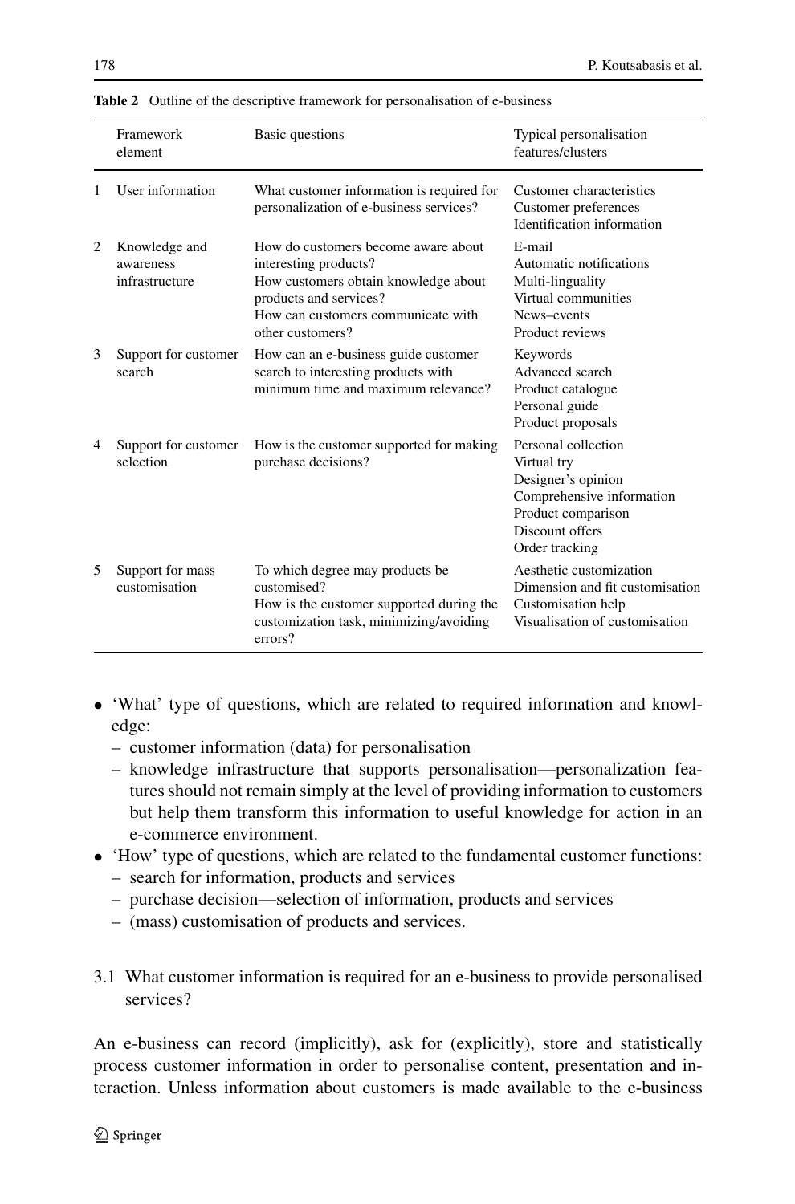**Table 2** Outline of the descriptive framework for personalisation of e-business

| | Framework element | Basic questions | Typical personalisation features/clusters |
|---|---|---|---|
| 1 | User information | What customer information is required for personalization of e-business services? | Customer characteristics<br>Customer preferences<br>Identification information |
| 2 | Knowledge and awareness infrastructure | How do customers become aware about interesting products?<br>How customers obtain knowledge about products and services?<br>How can customers communicate with other customers? | E-mail<br>Automatic notifications<br>Multi-linguality<br>Virtual communities<br>News–events<br>Product reviews |
| 3 | Support for customer search | How can an e-business guide customer search to interesting products with minimum time and maximum relevance? | Keywords<br>Advanced search<br>Product catalogue<br>Personal guide<br>Product proposals |
| 4 | Support for customer selection | How is the customer supported for making purchase decisions? | Personal collection<br>Virtual try<br>Designer's opinion<br>Comprehensive information<br>Product comparison<br>Discount offers<br>Order tracking |
| 5 | Support for mass customisation | To which degree may products be customised?<br>How is the customer supported during the customization task, minimizing/avoiding errors? | Aesthetic customization<br>Dimension and fit customisation<br>Customisation help<br>Visualisation of customisation |

- 'What' type of questions, which are related to required information and knowledge:
  - customer information (data) for personalisation
  - knowledge infrastructure that supports personalisation—personalization features should not remain simply at the level of providing information to customers but help them transform this information to useful knowledge for action in an e-commerce environment.
- 'How' type of questions, which are related to the fundamental customer functions:
  - search for information, products and services
  - purchase decision—selection of information, products and services
  - (mass) customisation of products and services.

### 3.1 What customer information is required for an e-business to provide personalised services?

An e-business can record (implicitly), ask for (explicitly), store and statistically process customer information in order to personalise content, presentation and interaction. Unless information about customers is made available to the e-business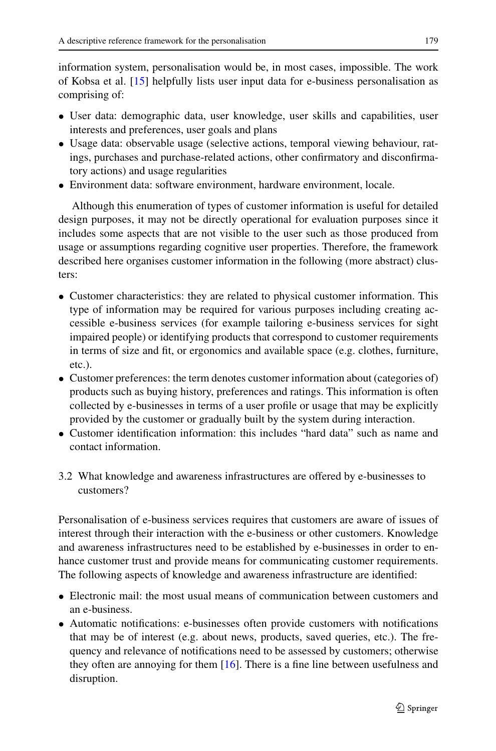information system, personalisation would be, in most cases, impossible. The work of Kobsa et al. [15] helpfully lists user input data for e-business personalisation as comprising of:

- User data: demographic data, user knowledge, user skills and capabilities, user interests and preferences, user goals and plans
- Usage data: observable usage (selective actions, temporal viewing behaviour, ratings, purchases and purchase-related actions, other confirmatory and disconfirmatory actions) and usage regularities
- Environment data: software environment, hardware environment, locale.

Although this enumeration of types of customer information is useful for detailed design purposes, it may not be directly operational for evaluation purposes since it includes some aspects that are not visible to the user such as those produced from usage or assumptions regarding cognitive user properties. Therefore, the framework described here organises customer information in the following (more abstract) clusters:

- Customer characteristics: they are related to physical customer information. This type of information may be required for various purposes including creating accessible e-business services (for example tailoring e-business services for sight impaired people) or identifying products that correspond to customer requirements in terms of size and fit, or ergonomics and available space (e.g. clothes, furniture, etc.).
- Customer preferences: the term denotes customer information about (categories of) products such as buying history, preferences and ratings. This information is often collected by e-businesses in terms of a user profile or usage that may be explicitly provided by the customer or gradually built by the system during interaction.
- Customer identification information: this includes "hard data" such as name and contact information.

### 3.2 What knowledge and awareness infrastructures are offered by e-businesses to customers?

Personalisation of e-business services requires that customers are aware of issues of interest through their interaction with the e-business or other customers. Knowledge and awareness infrastructures need to be established by e-businesses in order to enhance customer trust and provide means for communicating customer requirements. The following aspects of knowledge and awareness infrastructure are identified:

- Electronic mail: the most usual means of communication between customers and an e-business.
- Automatic notifications: e-businesses often provide customers with notifications that may be of interest (e.g. about news, products, saved queries, etc.). The frequency and relevance of notifications need to be assessed by customers; otherwise they often are annoying for them [16]. There is a fine line between usefulness and disruption.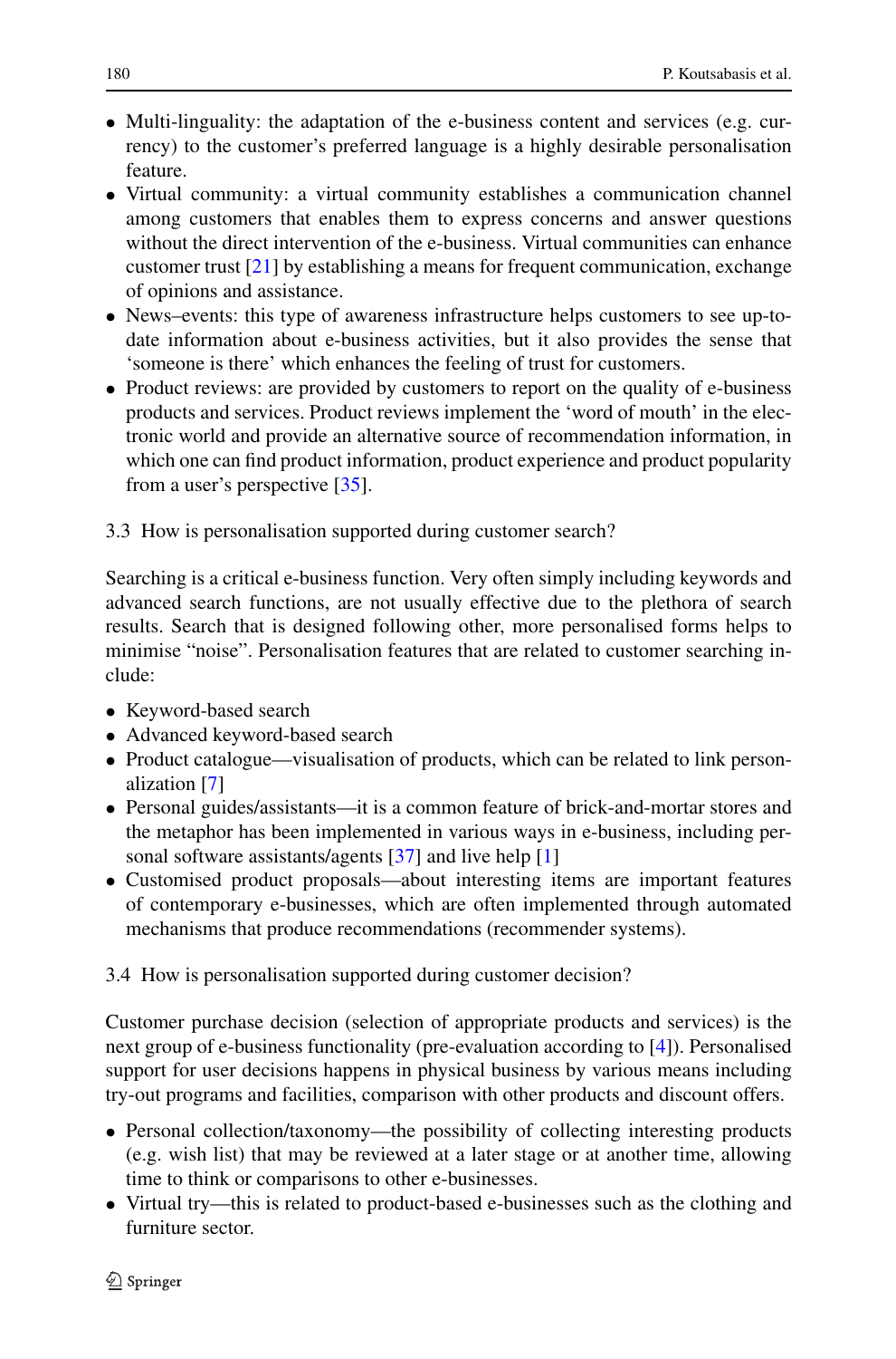- Multi-linguality: the adaptation of the e-business content and services (e.g. currency) to the customer's preferred language is a highly desirable personalisation feature.
- Virtual community: a virtual community establishes a communication channel among customers that enables them to express concerns and answer questions without the direct intervention of the e-business. Virtual communities can enhance customer trust [21] by establishing a means for frequent communication, exchange of opinions and assistance.
- News–events: this type of awareness infrastructure helps customers to see up-to-date information about e-business activities, but it also provides the sense that 'someone is there' which enhances the feeling of trust for customers.
- Product reviews: are provided by customers to report on the quality of e-business products and services. Product reviews implement the 'word of mouth' in the electronic world and provide an alternative source of recommendation information, in which one can find product information, product experience and product popularity from a user's perspective [35].

### 3.3 How is personalisation supported during customer search?

Searching is a critical e-business function. Very often simply including keywords and advanced search functions, are not usually effective due to the plethora of search results. Search that is designed following other, more personalised forms helps to minimise "noise". Personalisation features that are related to customer searching include:

- Keyword-based search
- Advanced keyword-based search
- Product catalogue—visualisation of products, which can be related to link personalization [7]
- Personal guides/assistants—it is a common feature of brick-and-mortar stores and the metaphor has been implemented in various ways in e-business, including personal software assistants/agents [37] and live help [1]
- Customised product proposals—about interesting items are important features of contemporary e-businesses, which are often implemented through automated mechanisms that produce recommendations (recommender systems).

### 3.4 How is personalisation supported during customer decision?

Customer purchase decision (selection of appropriate products and services) is the next group of e-business functionality (pre-evaluation according to [4]). Personalised support for user decisions happens in physical business by various means including try-out programs and facilities, comparison with other products and discount offers.

- Personal collection/taxonomy—the possibility of collecting interesting products (e.g. wish list) that may be reviewed at a later stage or at another time, allowing time to think or comparisons to other e-businesses.
- Virtual try—this is related to product-based e-businesses such as the clothing and furniture sector.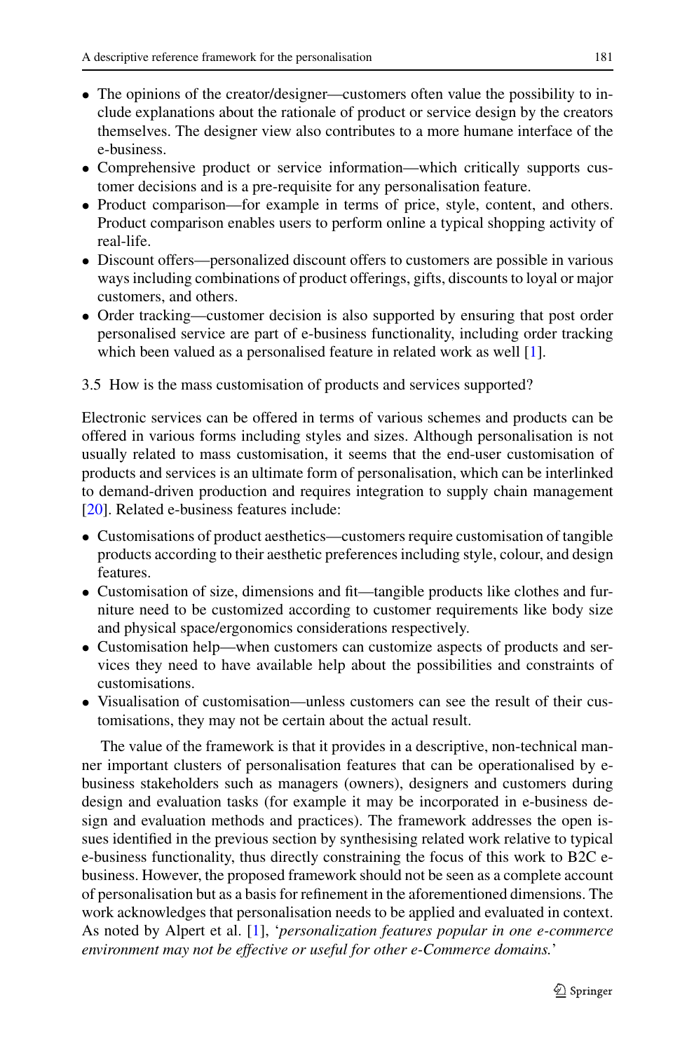- The opinions of the creator/designer—customers often value the possibility to include explanations about the rationale of product or service design by the creators themselves. The designer view also contributes to a more humane interface of the e-business.
- Comprehensive product or service information—which critically supports customer decisions and is a pre-requisite for any personalisation feature.
- Product comparison—for example in terms of price, style, content, and others. Product comparison enables users to perform online a typical shopping activity of real-life.
- Discount offers—personalized discount offers to customers are possible in various ways including combinations of product offerings, gifts, discounts to loyal or major customers, and others.
- Order tracking—customer decision is also supported by ensuring that post order personalised service are part of e-business functionality, including order tracking which been valued as a personalised feature in related work as well [1].

### 3.5 How is the mass customisation of products and services supported?

Electronic services can be offered in terms of various schemes and products can be offered in various forms including styles and sizes. Although personalisation is not usually related to mass customisation, it seems that the end-user customisation of products and services is an ultimate form of personalisation, which can be interlinked to demand-driven production and requires integration to supply chain management [20]. Related e-business features include:

- Customisations of product aesthetics—customers require customisation of tangible products according to their aesthetic preferences including style, colour, and design features.
- Customisation of size, dimensions and fit—tangible products like clothes and furniture need to be customized according to customer requirements like body size and physical space/ergonomics considerations respectively.
- Customisation help—when customers can customize aspects of products and services they need to have available help about the possibilities and constraints of customisations.
- Visualisation of customisation—unless customers can see the result of their customisations, they may not be certain about the actual result.

The value of the framework is that it provides in a descriptive, non-technical manner important clusters of personalisation features that can be operationalised by e-business stakeholders such as managers (owners), designers and customers during design and evaluation tasks (for example it may be incorporated in e-business design and evaluation methods and practices). The framework addresses the open issues identified in the previous section by synthesising related work relative to typical e-business functionality, thus directly constraining the focus of this work to B2C e-business. However, the proposed framework should not be seen as a complete account of personalisation but as a basis for refinement in the aforementioned dimensions. The work acknowledges that personalisation needs to be applied and evaluated in context. As noted by Alpert et al. [1], '*personalization features popular in one e-commerce environment may not be effective or useful for other e-Commerce domains.*'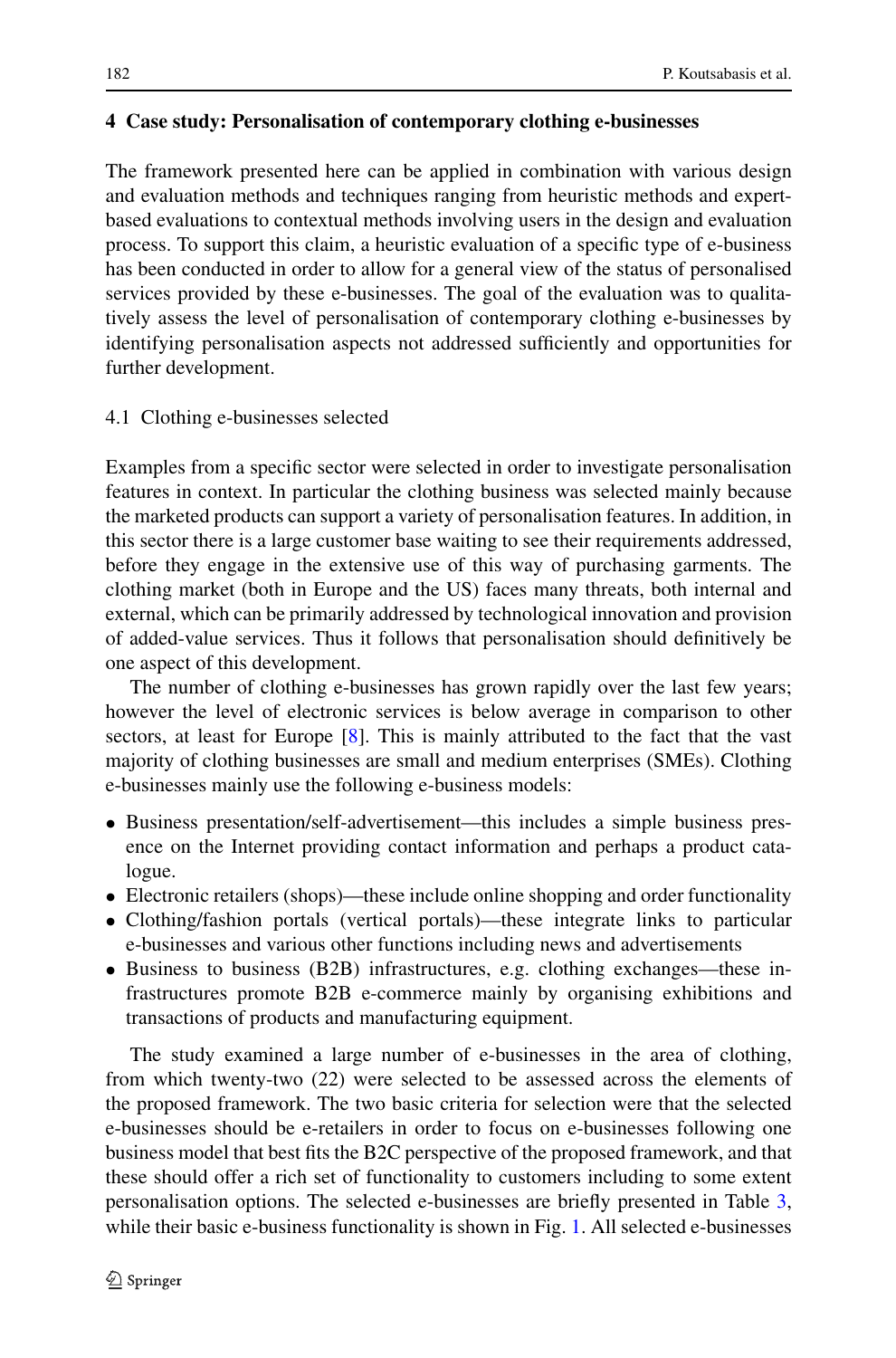## 4 Case study: Personalisation of contemporary clothing e-businesses

The framework presented here can be applied in combination with various design and evaluation methods and techniques ranging from heuristic methods and expert-based evaluations to contextual methods involving users in the design and evaluation process. To support this claim, a heuristic evaluation of a specific type of e-business has been conducted in order to allow for a general view of the status of personalised services provided by these e-businesses. The goal of the evaluation was to qualitatively assess the level of personalisation of contemporary clothing e-businesses by identifying personalisation aspects not addressed sufficiently and opportunities for further development.

### 4.1 Clothing e-businesses selected

Examples from a specific sector were selected in order to investigate personalisation features in context. In particular the clothing business was selected mainly because the marketed products can support a variety of personalisation features. In addition, in this sector there is a large customer base waiting to see their requirements addressed, before they engage in the extensive use of this way of purchasing garments. The clothing market (both in Europe and the US) faces many threats, both internal and external, which can be primarily addressed by technological innovation and provision of added-value services. Thus it follows that personalisation should definitively be one aspect of this development.

The number of clothing e-businesses has grown rapidly over the last few years; however the level of electronic services is below average in comparison to other sectors, at least for Europe [8]. This is mainly attributed to the fact that the vast majority of clothing businesses are small and medium enterprises (SMEs). Clothing e-businesses mainly use the following e-business models:

- Business presentation/self-advertisement—this includes a simple business presence on the Internet providing contact information and perhaps a product catalogue.
- Electronic retailers (shops)—these include online shopping and order functionality
- Clothing/fashion portals (vertical portals)—these integrate links to particular e-businesses and various other functions including news and advertisements
- Business to business (B2B) infrastructures, e.g. clothing exchanges—these infrastructures promote B2B e-commerce mainly by organising exhibitions and transactions of products and manufacturing equipment.

The study examined a large number of e-businesses in the area of clothing, from which twenty-two (22) were selected to be assessed across the elements of the proposed framework. The two basic criteria for selection were that the selected e-businesses should be e-retailers in order to focus on e-businesses following one business model that best fits the B2C perspective of the proposed framework, and that these should offer a rich set of functionality to customers including to some extent personalisation options. The selected e-businesses are briefly presented in Table 3, while their basic e-business functionality is shown in Fig. 1. All selected e-businesses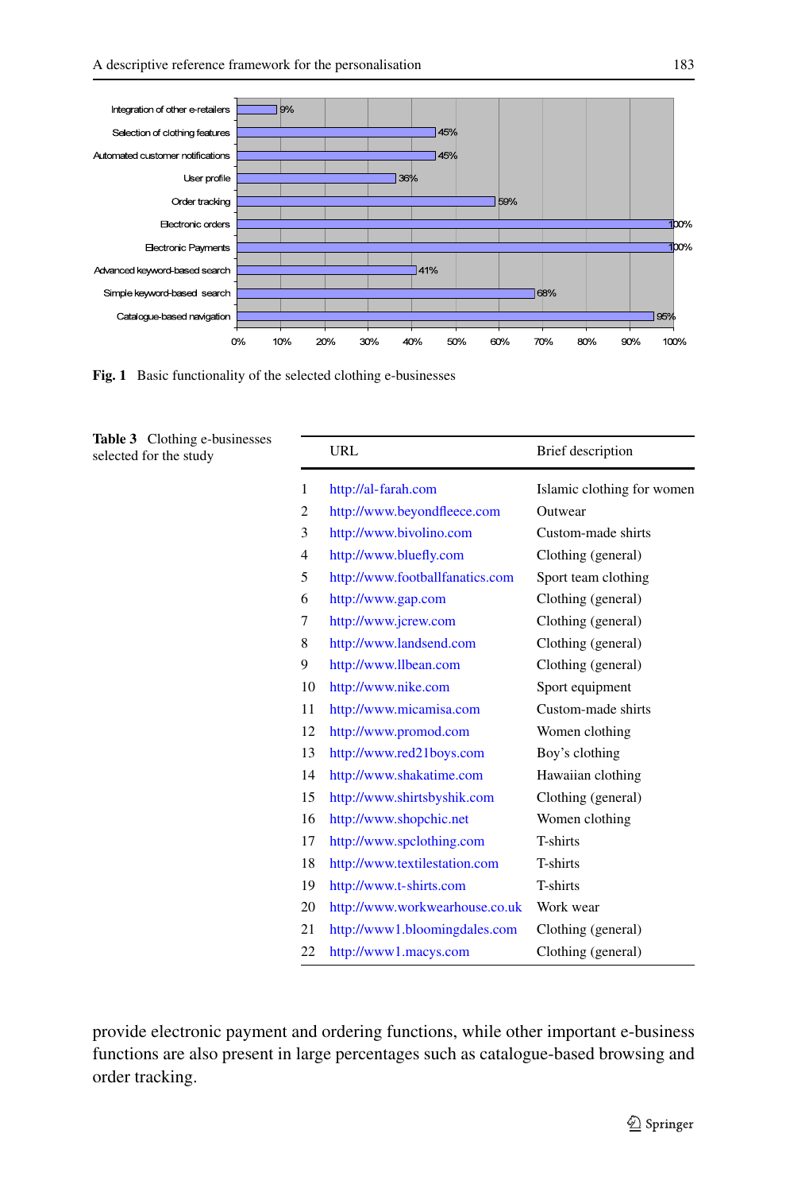| Functionality | Percentage |
|---|---|
| Integration of other e-retailers | 9% |
| Selection of clothing features | 45% |
| Automated customer notifications | 45% |
| User profile | 36% |
| Order tracking | 59% |
| Electronic orders | 100% |
| Electronic Payments | 100% |
| Advanced keyword-based search | 41% |
| Simple keyword-based search | 68% |
| Catalogue-based navigation | 95% |

**Fig. 1** Basic functionality of the selected clothing e-businesses

**Table 3** Clothing e-businesses selected for the study

| | URL | Brief description |
|---|---|---|
| 1 | http://al-farah.com | Islamic clothing for women |
| 2 | http://www.beyondfleece.com | Outwear |
| 3 | http://www.bivolino.com | Custom-made shirts |
| 4 | http://www.bluefly.com | Clothing (general) |
| 5 | http://www.footballfanatics.com | Sport team clothing |
| 6 | http://www.gap.com | Clothing (general) |
| 7 | http://www.jcrew.com | Clothing (general) |
| 8 | http://www.landsend.com | Clothing (general) |
| 9 | http://www.llbean.com | Clothing (general) |
| 10 | http://www.nike.com | Sport equipment |
| 11 | http://www.micamisa.com | Custom-made shirts |
| 12 | http://www.promod.com | Women clothing |
| 13 | http://www.red21boys.com | Boy's clothing |
| 14 | http://www.shakatime.com | Hawaiian clothing |
| 15 | http://www.shirtsbyshik.com | Clothing (general) |
| 16 | http://www.shopchic.net | Women clothing |
| 17 | http://www.spclothing.com | T-shirts |
| 18 | http://www.textilestation.com | T-shirts |
| 19 | http://www.t-shirts.com | T-shirts |
| 20 | http://www.workwearhouse.co.uk | Work wear |
| 21 | http://www1.bloomingdales.com | Clothing (general) |
| 22 | http://www1.macys.com | Clothing (general) |

provide electronic payment and ordering functions, while other important e-business functions are also present in large percentages such as catalogue-based browsing and order tracking.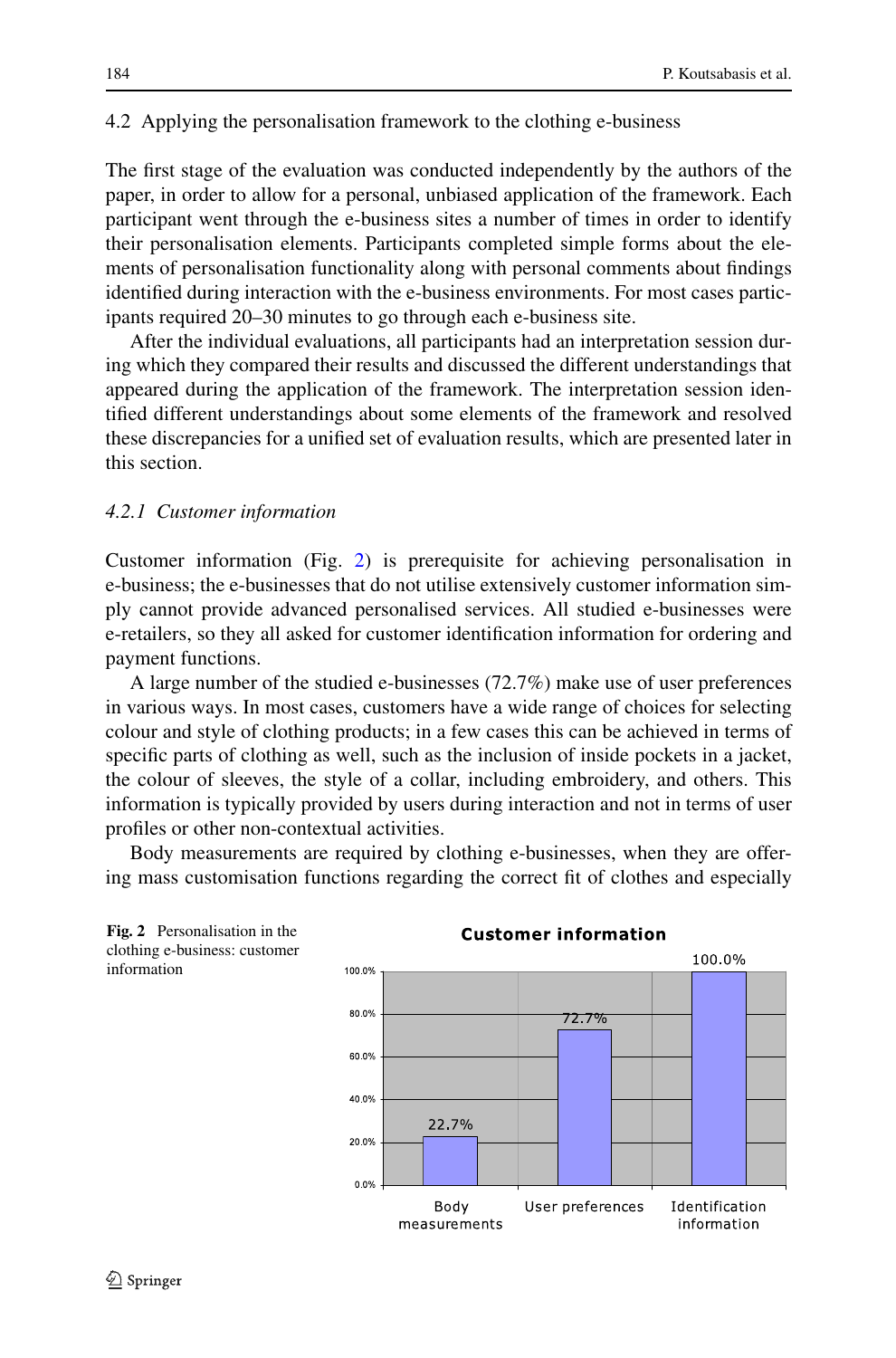4.2 Applying the personalisation framework to the clothing e-business

The first stage of the evaluation was conducted independently by the authors of the paper, in order to allow for a personal, unbiased application of the framework. Each participant went through the e-business sites a number of times in order to identify their personalisation elements. Participants completed simple forms about the elements of personalisation functionality along with personal comments about findings identified during interaction with the e-business environments. For most cases participants required 20–30 minutes to go through each e-business site.

After the individual evaluations, all participants had an interpretation session during which they compared their results and discussed the different understandings that appeared during the application of the framework. The interpretation session identified different understandings about some elements of the framework and resolved these discrepancies for a unified set of evaluation results, which are presented later in this section.

### *4.2.1 Customer information*

Customer information (Fig. 2) is prerequisite for achieving personalisation in e-business; the e-businesses that do not utilise extensively customer information simply cannot provide advanced personalised services. All studied e-businesses were e-retailers, so they all asked for customer identification information for ordering and payment functions.

A large number of the studied e-businesses (72.7%) make use of user preferences in various ways. In most cases, customers have a wide range of choices for selecting colour and style of clothing products; in a few cases this can be achieved in terms of specific parts of clothing as well, such as the inclusion of inside pockets in a jacket, the colour of sleeves, the style of a collar, including embroidery, and others. This information is typically provided by users during interaction and not in terms of user profiles or other non-contextual activities.

Body measurements are required by clothing e-businesses, when they are offering mass customisation functions regarding the correct fit of clothes and especially

**Fig. 2** Personalisation in the clothing e-business: customer information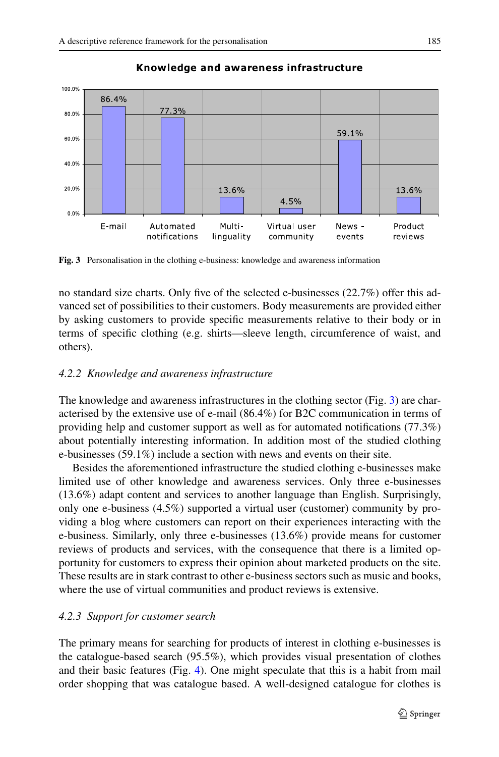Knowledge and awareness infrastructure

| | E-mail | Automated notifications | Multi-linguality | Virtual user community | News - events | Product reviews |
|---|---|---|---|---|---|---|
| % | 86.4% | 77.3% | 13.6% | 4.5% | 59.1% | 13.6% |

**Fig. 3** Personalisation in the clothing e-business: knowledge and awareness information

no standard size charts. Only five of the selected e-businesses (22.7%) offer this advanced set of possibilities to their customers. Body measurements are provided either by asking customers to provide specific measurements relative to their body or in terms of specific clothing (e.g. shirts—sleeve length, circumference of waist, and others).

### *4.2.2 Knowledge and awareness infrastructure*

The knowledge and awareness infrastructures in the clothing sector (Fig. 3) are characterised by the extensive use of e-mail (86.4%) for B2C communication in terms of providing help and customer support as well as for automated notifications (77.3%) about potentially interesting information. In addition most of the studied clothing e-businesses (59.1%) include a section with news and events on their site.

Besides the aforementioned infrastructure the studied clothing e-businesses make limited use of other knowledge and awareness services. Only three e-businesses (13.6%) adapt content and services to another language than English. Surprisingly, only one e-business (4.5%) supported a virtual user (customer) community by providing a blog where customers can report on their experiences interacting with the e-business. Similarly, only three e-businesses (13.6%) provide means for customer reviews of products and services, with the consequence that there is a limited opportunity for customers to express their opinion about marketed products on the site. These results are in stark contrast to other e-business sectors such as music and books, where the use of virtual communities and product reviews is extensive.

### *4.2.3 Support for customer search*

The primary means for searching for products of interest in clothing e-businesses is the catalogue-based search (95.5%), which provides visual presentation of clothes and their basic features (Fig. 4). One might speculate that this is a habit from mail order shopping that was catalogue based. A well-designed catalogue for clothes is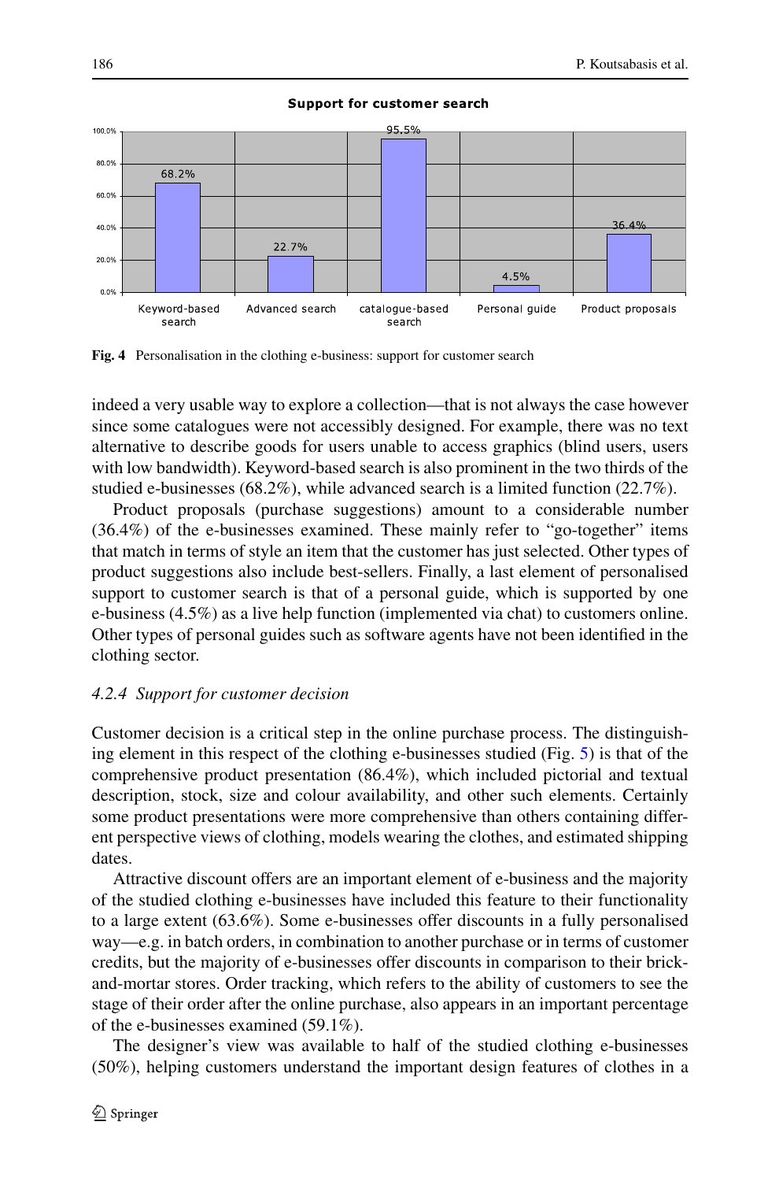Fig. 4 Personalisation in the clothing e-business: support for customer search

indeed a very usable way to explore a collection—that is not always the case however since some catalogues were not accessibly designed. For example, there was no text alternative to describe goods for users unable to access graphics (blind users, users with low bandwidth). Keyword-based search is also prominent in the two thirds of the studied e-businesses (68.2%), while advanced search is a limited function (22.7%).

Product proposals (purchase suggestions) amount to a considerable number (36.4%) of the e-businesses examined. These mainly refer to "go-together" items that match in terms of style an item that the customer has just selected. Other types of product suggestions also include best-sellers. Finally, a last element of personalised support to customer search is that of a personal guide, which is supported by one e-business (4.5%) as a live help function (implemented via chat) to customers online. Other types of personal guides such as software agents have not been identified in the clothing sector.

### *4.2.4 Support for customer decision*

Customer decision is a critical step in the online purchase process. The distinguishing element in this respect of the clothing e-businesses studied (Fig. 5) is that of the comprehensive product presentation (86.4%), which included pictorial and textual description, stock, size and colour availability, and other such elements. Certainly some product presentations were more comprehensive than others containing different perspective views of clothing, models wearing the clothes, and estimated shipping dates.

Attractive discount offers are an important element of e-business and the majority of the studied clothing e-businesses have included this feature to their functionality to a large extent (63.6%). Some e-businesses offer discounts in a fully personalised way—e.g. in batch orders, in combination to another purchase or in terms of customer credits, but the majority of e-businesses offer discounts in comparison to their brick-and-mortar stores. Order tracking, which refers to the ability of customers to see the stage of their order after the online purchase, also appears in an important percentage of the e-businesses examined (59.1%).

The designer's view was available to half of the studied clothing e-businesses (50%), helping customers understand the important design features of clothes in a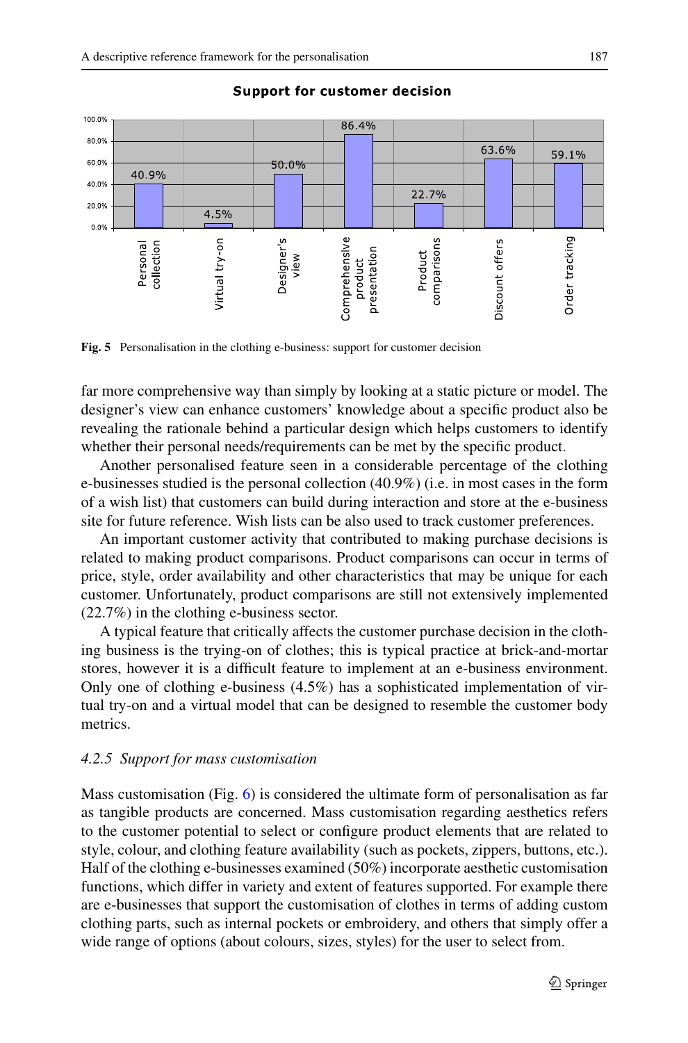**Support for customer decision**

| Feature | Percentage |
| --- | --- |
| Personal collection | 40.9% |
| Virtual try-on | 4.5% |
| Designer's view | 50.0% |
| Comprehensive product presentation | 86.4% |
| Product comparisons | 22.7% |
| Discount offers | 63.6% |
| Order tracking | 59.1% |

**Fig. 5** Personalisation in the clothing e-business: support for customer decision

far more comprehensive way than simply by looking at a static picture or model. The designer's view can enhance customers' knowledge about a specific product also be revealing the rationale behind a particular design which helps customers to identify whether their personal needs/requirements can be met by the specific product.

Another personalised feature seen in a considerable percentage of the clothing e-businesses studied is the personal collection (40.9%) (i.e. in most cases in the form of a wish list) that customers can build during interaction and store at the e-business site for future reference. Wish lists can be also used to track customer preferences.

An important customer activity that contributed to making purchase decisions is related to making product comparisons. Product comparisons can occur in terms of price, style, order availability and other characteristics that may be unique for each customer. Unfortunately, product comparisons are still not extensively implemented (22.7%) in the clothing e-business sector.

A typical feature that critically affects the customer purchase decision in the clothing business is the trying-on of clothes; this is typical practice at brick-and-mortar stores, however it is a difficult feature to implement at an e-business environment. Only one of clothing e-business (4.5%) has a sophisticated implementation of virtual try-on and a virtual model that can be designed to resemble the customer body metrics.

#### *4.2.5 Support for mass customisation*

Mass customisation (Fig. 6) is considered the ultimate form of personalisation as far as tangible products are concerned. Mass customisation regarding aesthetics refers to the customer potential to select or configure product elements that are related to style, colour, and clothing feature availability (such as pockets, zippers, buttons, etc.). Half of the clothing e-businesses examined (50%) incorporate aesthetic customisation functions, which differ in variety and extent of features supported. For example there are e-businesses that support the customisation of clothes in terms of adding custom clothing parts, such as internal pockets or embroidery, and others that simply offer a wide range of options (about colours, sizes, styles) for the user to select from.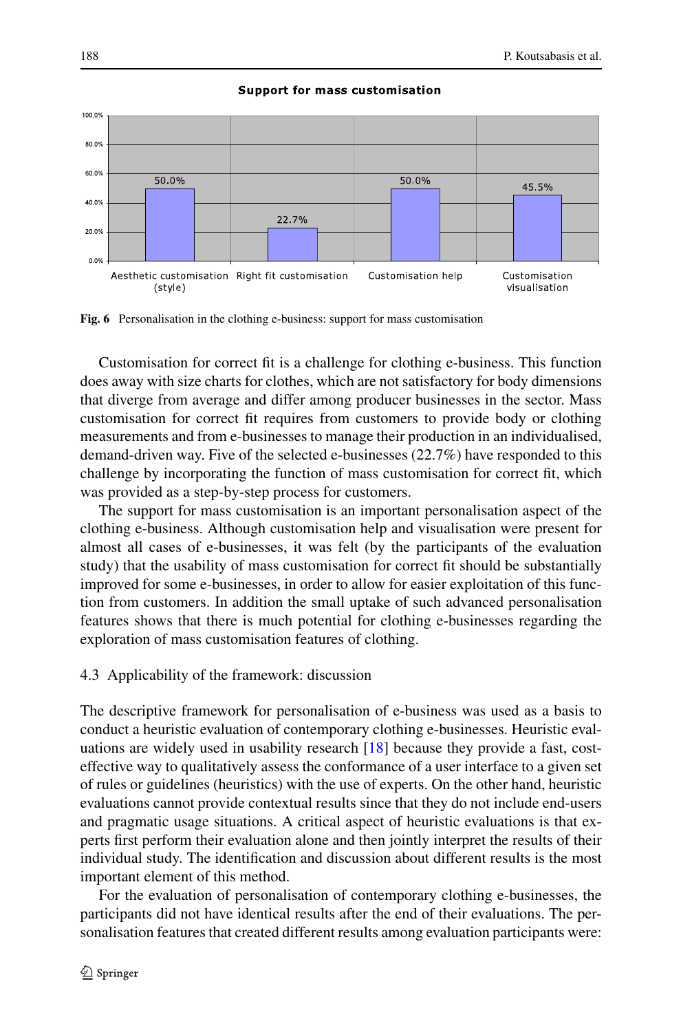Support for mass customisation

100.0%
80.0%
60.0%
40.0%
20.0%
0.0%

50.0%
22.7%
50.0%
45.5%

Aesthetic customisation (style)
Right fit customisation
Customisation help
Customisation visualisation

**Fig. 6** Personalisation in the clothing e-business: support for mass customisation

Customisation for correct fit is a challenge for clothing e-business. This function does away with size charts for clothes, which are not satisfactory for body dimensions that diverge from average and differ among producer businesses in the sector. Mass customisation for correct fit requires from customers to provide body or clothing measurements and from e-businesses to manage their production in an individualised, demand-driven way. Five of the selected e-businesses (22.7%) have responded to this challenge by incorporating the function of mass customisation for correct fit, which was provided as a step-by-step process for customers.

The support for mass customisation is an important personalisation aspect of the clothing e-business. Although customisation help and visualisation were present for almost all cases of e-businesses, it was felt (by the participants of the evaluation study) that the usability of mass customisation for correct fit should be substantially improved for some e-businesses, in order to allow for easier exploitation of this function from customers. In addition the small uptake of such advanced personalisation features shows that there is much potential for clothing e-businesses regarding the exploration of mass customisation features of clothing.

### 4.3 Applicability of the framework: discussion

The descriptive framework for personalisation of e-business was used as a basis to conduct a heuristic evaluation of contemporary clothing e-businesses. Heuristic evaluations are widely used in usability research [18] because they provide a fast, cost-effective way to qualitatively assess the conformance of a user interface to a given set of rules or guidelines (heuristics) with the use of experts. On the other hand, heuristic evaluations cannot provide contextual results since that they do not include end-users and pragmatic usage situations. A critical aspect of heuristic evaluations is that experts first perform their evaluation alone and then jointly interpret the results of their individual study. The identification and discussion about different results is the most important element of this method.

For the evaluation of personalisation of contemporary clothing e-businesses, the participants did not have identical results after the end of their evaluations. The personalisation features that created different results among evaluation participants were: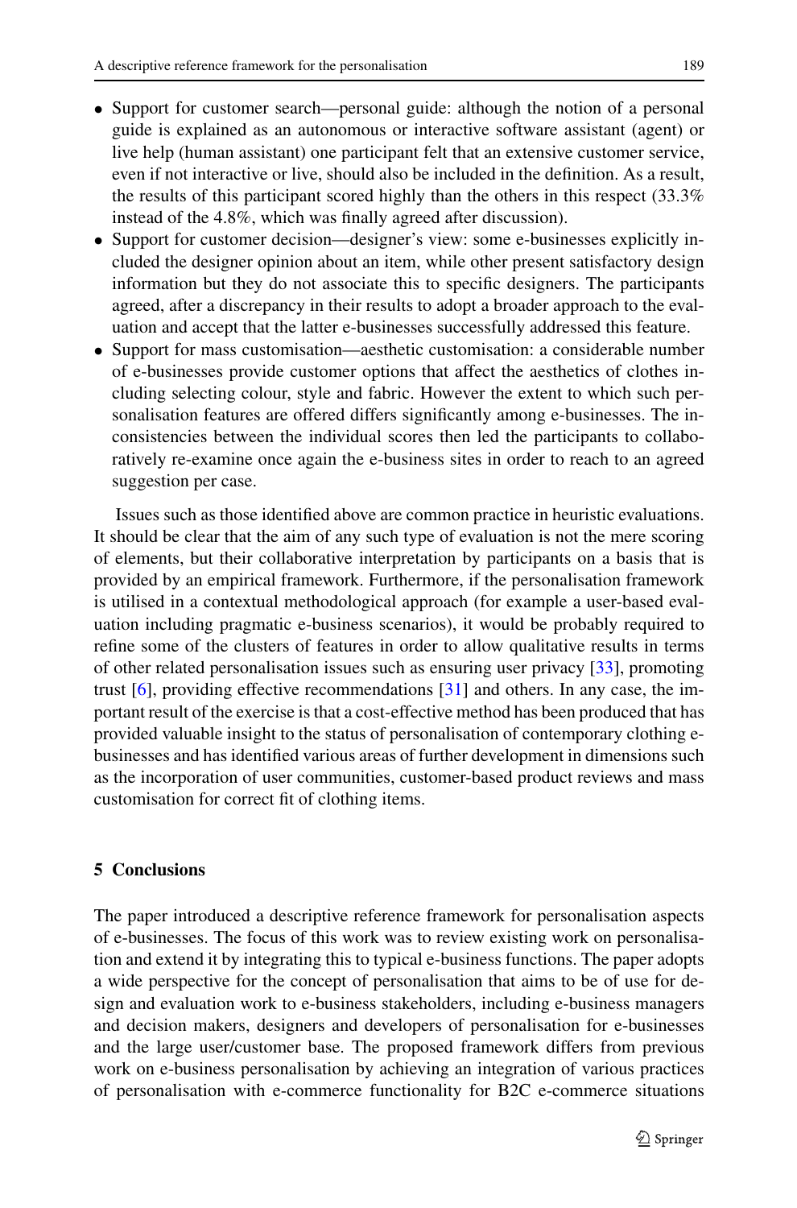- Support for customer search—personal guide: although the notion of a personal guide is explained as an autonomous or interactive software assistant (agent) or live help (human assistant) one participant felt that an extensive customer service, even if not interactive or live, should also be included in the definition. As a result, the results of this participant scored highly than the others in this respect (33.3% instead of the 4.8%, which was finally agreed after discussion).
- Support for customer decision—designer's view: some e-businesses explicitly included the designer opinion about an item, while other present satisfactory design information but they do not associate this to specific designers. The participants agreed, after a discrepancy in their results to adopt a broader approach to the evaluation and accept that the latter e-businesses successfully addressed this feature.
- Support for mass customisation—aesthetic customisation: a considerable number of e-businesses provide customer options that affect the aesthetics of clothes including selecting colour, style and fabric. However the extent to which such personalisation features are offered differs significantly among e-businesses. The inconsistencies between the individual scores then led the participants to collaboratively re-examine once again the e-business sites in order to reach to an agreed suggestion per case.

Issues such as those identified above are common practice in heuristic evaluations. It should be clear that the aim of any such type of evaluation is not the mere scoring of elements, but their collaborative interpretation by participants on a basis that is provided by an empirical framework. Furthermore, if the personalisation framework is utilised in a contextual methodological approach (for example a user-based evaluation including pragmatic e-business scenarios), it would be probably required to refine some of the clusters of features in order to allow qualitative results in terms of other related personalisation issues such as ensuring user privacy [33], promoting trust [6], providing effective recommendations [31] and others. In any case, the important result of the exercise is that a cost-effective method has been produced that has provided valuable insight to the status of personalisation of contemporary clothing e-businesses and has identified various areas of further development in dimensions such as the incorporation of user communities, customer-based product reviews and mass customisation for correct fit of clothing items.

## 5 Conclusions

The paper introduced a descriptive reference framework for personalisation aspects of e-businesses. The focus of this work was to review existing work on personalisation and extend it by integrating this to typical e-business functions. The paper adopts a wide perspective for the concept of personalisation that aims to be of use for design and evaluation work to e-business stakeholders, including e-business managers and decision makers, designers and developers of personalisation for e-businesses and the large user/customer base. The proposed framework differs from previous work on e-business personalisation by achieving an integration of various practices of personalisation with e-commerce functionality for B2C e-commerce situations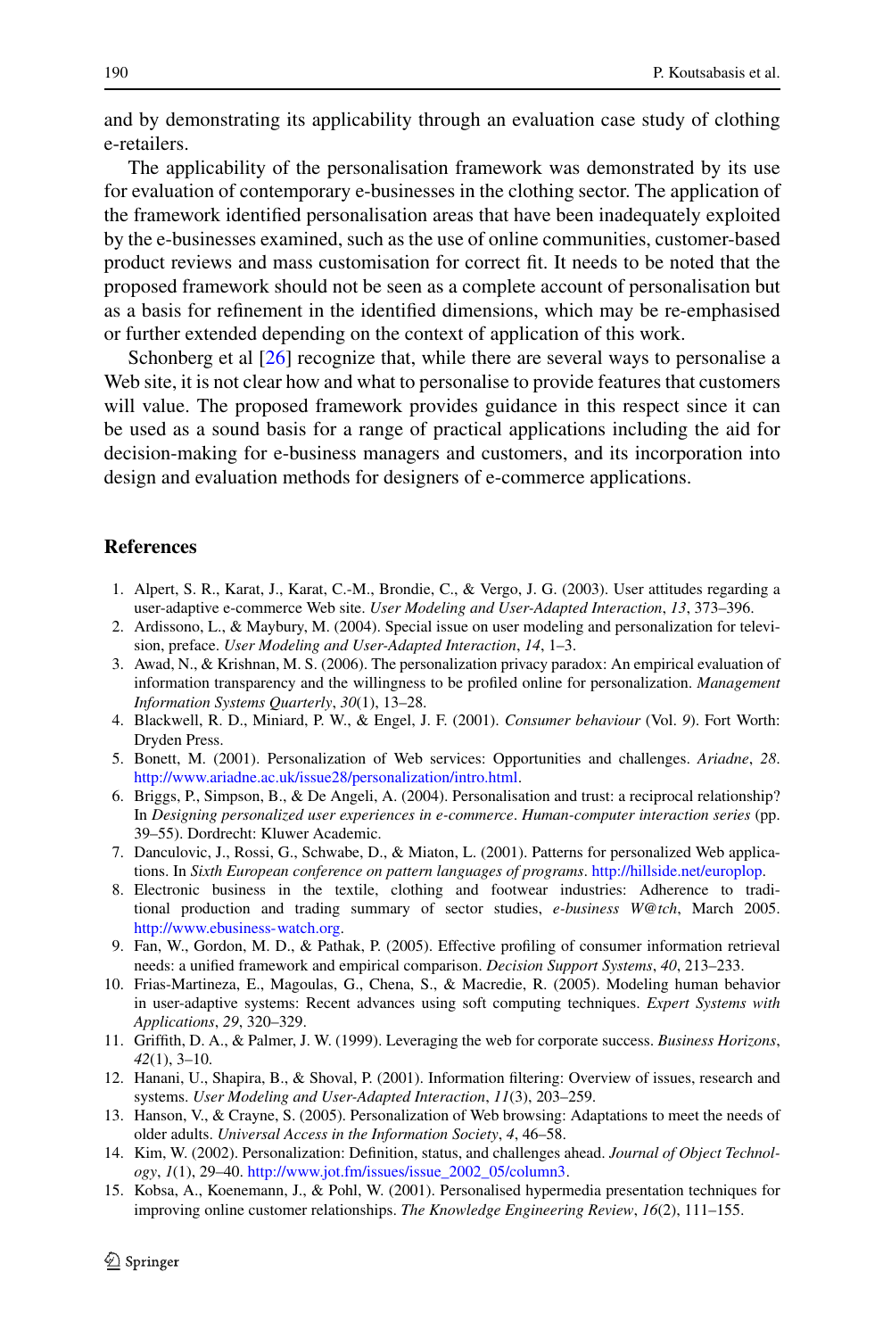and by demonstrating its applicability through an evaluation case study of clothing e-retailers.

The applicability of the personalisation framework was demonstrated by its use for evaluation of contemporary e-businesses in the clothing sector. The application of the framework identified personalisation areas that have been inadequately exploited by the e-businesses examined, such as the use of online communities, customer-based product reviews and mass customisation for correct fit. It needs to be noted that the proposed framework should not be seen as a complete account of personalisation but as a basis for refinement in the identified dimensions, which may be re-emphasised or further extended depending on the context of application of this work.

Schonberg et al [26] recognize that, while there are several ways to personalise a Web site, it is not clear how and what to personalise to provide features that customers will value. The proposed framework provides guidance in this respect since it can be used as a sound basis for a range of practical applications including the aid for decision-making for e-business managers and customers, and its incorporation into design and evaluation methods for designers of e-commerce applications.

## References

1. Alpert, S. R., Karat, J., Karat, C.-M., Brondie, C., & Vergo, J. G. (2003). User attitudes regarding a user-adaptive e-commerce Web site. *User Modeling and User-Adapted Interaction*, *13*, 373–396.
2. Ardissono, L., & Maybury, M. (2004). Special issue on user modeling and personalization for television, preface. *User Modeling and User-Adapted Interaction*, *14*, 1–3.
3. Awad, N., & Krishnan, M. S. (2006). The personalization privacy paradox: An empirical evaluation of information transparency and the willingness to be profiled online for personalization. *Management Information Systems Quarterly*, *30*(1), 13–28.
4. Blackwell, R. D., Miniard, P. W., & Engel, J. F. (2001). *Consumer behaviour* (Vol. *9*). Fort Worth: Dryden Press.
5. Bonett, M. (2001). Personalization of Web services: Opportunities and challenges. *Ariadne*, *28*. http://www.ariadne.ac.uk/issue28/personalization/intro.html.
6. Briggs, P., Simpson, B., & De Angeli, A. (2004). Personalisation and trust: a reciprocal relationship? In *Designing personalized user experiences in e-commerce*. *Human-computer interaction series* (pp. 39–55). Dordrecht: Kluwer Academic.
7. Danculovic, J., Rossi, G., Schwabe, D., & Miaton, L. (2001). Patterns for personalized Web applications. In *Sixth European conference on pattern languages of programs*. http://hillside.net/europlop.
8. Electronic business in the textile, clothing and footwear industries: Adherence to traditional production and trading summary of sector studies, *e-business W@tch*, March 2005. http://www.ebusiness-watch.org.
9. Fan, W., Gordon, M. D., & Pathak, P. (2005). Effective profiling of consumer information retrieval needs: a unified framework and empirical comparison. *Decision Support Systems*, *40*, 213–233.
10. Frias-Martineza, E., Magoulas, G., Chena, S., & Macredie, R. (2005). Modeling human behavior in user-adaptive systems: Recent advances using soft computing techniques. *Expert Systems with Applications*, *29*, 320–329.
11. Griffith, D. A., & Palmer, J. W. (1999). Leveraging the web for corporate success. *Business Horizons*, *42*(1), 3–10.
12. Hanani, U., Shapira, B., & Shoval, P. (2001). Information filtering: Overview of issues, research and systems. *User Modeling and User-Adapted Interaction*, *11*(3), 203–259.
13. Hanson, V., & Crayne, S. (2005). Personalization of Web browsing: Adaptations to meet the needs of older adults. *Universal Access in the Information Society*, *4*, 46–58.
14. Kim, W. (2002). Personalization: Definition, status, and challenges ahead. *Journal of Object Technology*, *1*(1), 29–40. http://www.jot.fm/issues/issue_2002_05/column3.
15. Kobsa, A., Koenemann, J., & Pohl, W. (2001). Personalised hypermedia presentation techniques for improving online customer relationships. *The Knowledge Engineering Review*, *16*(2), 111–155.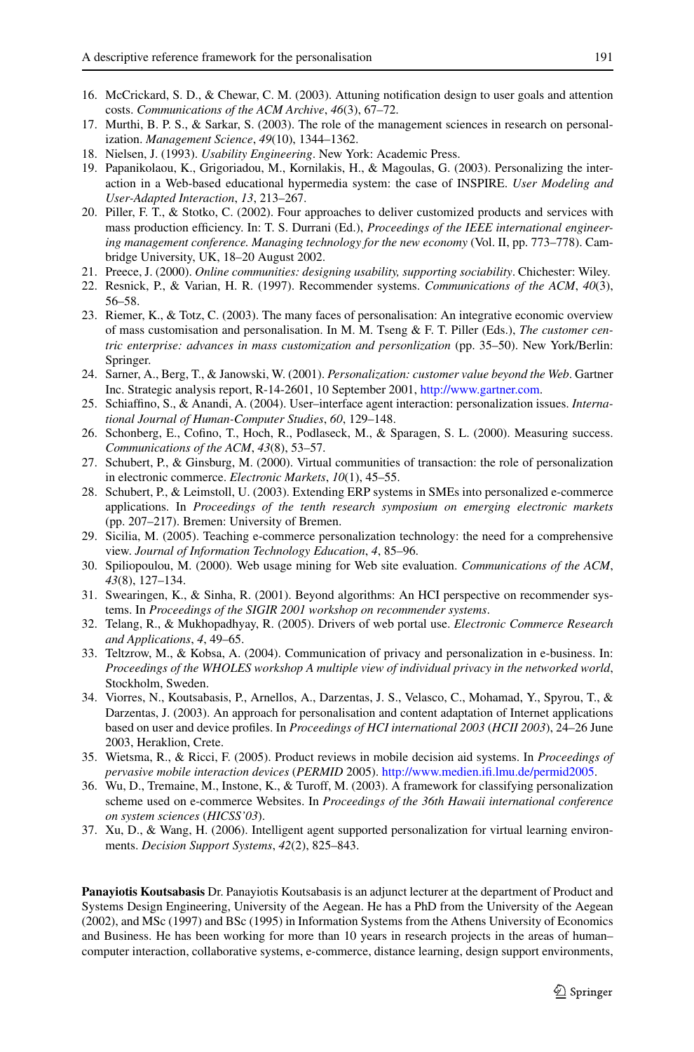16. McCrickard, S. D., & Chewar, C. M. (2003). Attuning notification design to user goals and attention costs. *Communications of the ACM Archive*, *46*(3), 67–72.
17. Murthi, B. P. S., & Sarkar, S. (2003). The role of the management sciences in research on personalization. *Management Science*, *49*(10), 1344–1362.
18. Nielsen, J. (1993). *Usability Engineering*. New York: Academic Press.
19. Papanikolaou, K., Grigoriadou, M., Kornilakis, H., & Magoulas, G. (2003). Personalizing the interaction in a Web-based educational hypermedia system: the case of INSPIRE. *User Modeling and User-Adapted Interaction*, *13*, 213–267.
20. Piller, F. T., & Stotko, C. (2002). Four approaches to deliver customized products and services with mass production efficiency. In: T. S. Durrani (Ed.), *Proceedings of the IEEE international engineering management conference. Managing technology for the new economy* (Vol. II, pp. 773–778). Cambridge University, UK, 18–20 August 2002.
21. Preece, J. (2000). *Online communities: designing usability, supporting sociability*. Chichester: Wiley.
22. Resnick, P., & Varian, H. R. (1997). Recommender systems. *Communications of the ACM*, *40*(3), 56–58.
23. Riemer, K., & Totz, C. (2003). The many faces of personalisation: An integrative economic overview of mass customisation and personalisation. In M. M. Tseng & F. T. Piller (Eds.), *The customer centric enterprise: advances in mass customization and personlization* (pp. 35–50). New York/Berlin: Springer.
24. Sarner, A., Berg, T., & Janowski, W. (2001). *Personalization: customer value beyond the Web*. Gartner Inc. Strategic analysis report, R-14-2601, 10 September 2001, http://www.gartner.com.
25. Schiaffino, S., & Anandi, A. (2004). User–interface agent interaction: personalization issues. *International Journal of Human-Computer Studies*, *60*, 129–148.
26. Schonberg, E., Cofino, T., Hoch, R., Podlaseck, M., & Sparagen, S. L. (2000). Measuring success. *Communications of the ACM*, *43*(8), 53–57.
27. Schubert, P., & Ginsburg, M. (2000). Virtual communities of transaction: the role of personalization in electronic commerce. *Electronic Markets*, *10*(1), 45–55.
28. Schubert, P., & Leimstoll, U. (2003). Extending ERP systems in SMEs into personalized e-commerce applications. In *Proceedings of the tenth research symposium on emerging electronic markets* (pp. 207–217). Bremen: University of Bremen.
29. Sicilia, M. (2005). Teaching e-commerce personalization technology: the need for a comprehensive view. *Journal of Information Technology Education*, *4*, 85–96.
30. Spiliopoulou, M. (2000). Web usage mining for Web site evaluation. *Communications of the ACM*, *43*(8), 127–134.
31. Swearingen, K., & Sinha, R. (2001). Beyond algorithms: An HCI perspective on recommender systems. In *Proceedings of the SIGIR 2001 workshop on recommender systems*.
32. Telang, R., & Mukhopadhyay, R. (2005). Drivers of web portal use. *Electronic Commerce Research and Applications*, *4*, 49–65.
33. Teltzrow, M., & Kobsa, A. (2004). Communication of privacy and personalization in e-business. In: *Proceedings of the WHOLES workshop A multiple view of individual privacy in the networked world*, Stockholm, Sweden.
34. Viorres, N., Koutsabasis, P., Arnellos, A., Darzentas, J. S., Velasco, C., Mohamad, Y., Spyrou, T., & Darzentas, J. (2003). An approach for personalisation and content adaptation of Internet applications based on user and device profiles. In *Proceedings of HCI international 2003* (*HCII 2003*), 24–26 June 2003, Heraklion, Crete.
35. Wietsma, R., & Ricci, F. (2005). Product reviews in mobile decision aid systems. In *Proceedings of pervasive mobile interaction devices* (*PERMID* 2005). http://www.medien.ifi.lmu.de/permid2005.
36. Wu, D., Tremaine, M., Instone, K., & Turoff, M. (2003). A framework for classifying personalization scheme used on e-commerce Websites. In *Proceedings of the 36th Hawaii international conference on system sciences* (*HICSS'03*).
37. Xu, D., & Wang, H. (2006). Intelligent agent supported personalization for virtual learning environments. *Decision Support Systems*, *42*(2), 825–843.

**Panayiotis Koutsabasis** Dr. Panayiotis Koutsabasis is an adjunct lecturer at the department of Product and Systems Design Engineering, University of the Aegean. He has a PhD from the University of the Aegean (2002), and MSc (1997) and BSc (1995) in Information Systems from the Athens University of Economics and Business. He has been working for more than 10 years in research projects in the areas of human–computer interaction, collaborative systems, e-commerce, distance learning, design support environments,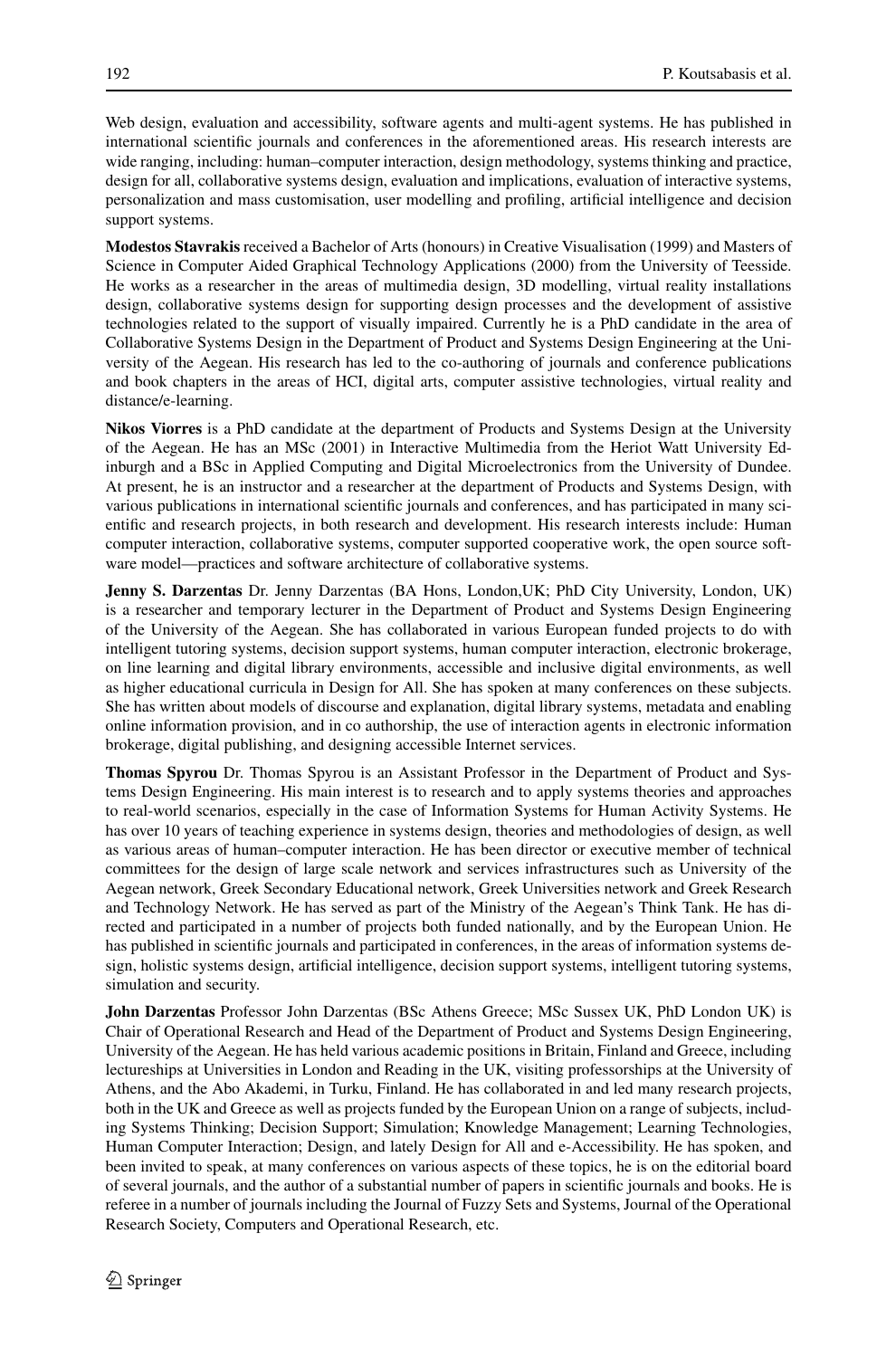Web design, evaluation and accessibility, software agents and multi-agent systems. He has published in international scientific journals and conferences in the aforementioned areas. His research interests are wide ranging, including: human–computer interaction, design methodology, systems thinking and practice, design for all, collaborative systems design, evaluation and implications, evaluation of interactive systems, personalization and mass customisation, user modelling and profiling, artificial intelligence and decision support systems.

**Modestos Stavrakis** received a Bachelor of Arts (honours) in Creative Visualisation (1999) and Masters of Science in Computer Aided Graphical Technology Applications (2000) from the University of Teesside. He works as a researcher in the areas of multimedia design, 3D modelling, virtual reality installations design, collaborative systems design for supporting design processes and the development of assistive technologies related to the support of visually impaired. Currently he is a PhD candidate in the area of Collaborative Systems Design in the Department of Product and Systems Design Engineering at the University of the Aegean. His research has led to the co-authoring of journals and conference publications and book chapters in the areas of HCI, digital arts, computer assistive technologies, virtual reality and distance/e-learning.

**Nikos Viorres** is a PhD candidate at the department of Products and Systems Design at the University of the Aegean. He has an MSc (2001) in Interactive Multimedia from the Heriot Watt University Edinburgh and a BSc in Applied Computing and Digital Microelectronics from the University of Dundee. At present, he is an instructor and a researcher at the department of Products and Systems Design, with various publications in international scientific journals and conferences, and has participated in many scientific and research projects, in both research and development. His research interests include: Human computer interaction, collaborative systems, computer supported cooperative work, the open source software model—practices and software architecture of collaborative systems.

**Jenny S. Darzentas** Dr. Jenny Darzentas (BA Hons, London,UK; PhD City University, London, UK) is a researcher and temporary lecturer in the Department of Product and Systems Design Engineering of the University of the Aegean. She has collaborated in various European funded projects to do with intelligent tutoring systems, decision support systems, human computer interaction, electronic brokerage, on line learning and digital library environments, accessible and inclusive digital environments, as well as higher educational curricula in Design for All. She has spoken at many conferences on these subjects. She has written about models of discourse and explanation, digital library systems, metadata and enabling online information provision, and in co authorship, the use of interaction agents in electronic information brokerage, digital publishing, and designing accessible Internet services.

**Thomas Spyrou** Dr. Thomas Spyrou is an Assistant Professor in the Department of Product and Systems Design Engineering. His main interest is to research and to apply systems theories and approaches to real-world scenarios, especially in the case of Information Systems for Human Activity Systems. He has over 10 years of teaching experience in systems design, theories and methodologies of design, as well as various areas of human–computer interaction. He has been director or executive member of technical committees for the design of large scale network and services infrastructures such as University of the Aegean network, Greek Secondary Educational network, Greek Universities network and Greek Research and Technology Network. He has served as part of the Ministry of the Aegean's Think Tank. He has directed and participated in a number of projects both funded nationally, and by the European Union. He has published in scientific journals and participated in conferences, in the areas of information systems design, holistic systems design, artificial intelligence, decision support systems, intelligent tutoring systems, simulation and security.

**John Darzentas** Professor John Darzentas (BSc Athens Greece; MSc Sussex UK, PhD London UK) is Chair of Operational Research and Head of the Department of Product and Systems Design Engineering, University of the Aegean. He has held various academic positions in Britain, Finland and Greece, including lectureships at Universities in London and Reading in the UK, visiting professorships at the University of Athens, and the Abo Akademi, in Turku, Finland. He has collaborated in and led many research projects, both in the UK and Greece as well as projects funded by the European Union on a range of subjects, including Systems Thinking; Decision Support; Simulation; Knowledge Management; Learning Technologies, Human Computer Interaction; Design, and lately Design for All and e-Accessibility. He has spoken, and been invited to speak, at many conferences on various aspects of these topics, he is on the editorial board of several journals, and the author of a substantial number of papers in scientific journals and books. He is referee in a number of journals including the Journal of Fuzzy Sets and Systems, Journal of the Operational Research Society, Computers and Operational Research, etc.